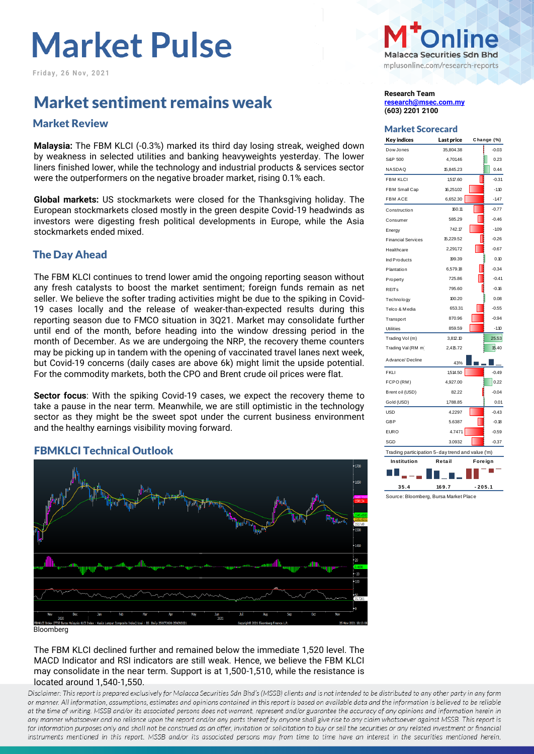# Market Pulse

Friday, 26 Nov, 2021

## Market sentiment remains weak

### Market Review

**Malaysia:** The FBM KLCI (-0.3%) marked its third day losing streak, weighed down by weakness in selected utilities and banking heavyweights yesterday. The lower liners finished lower, while the technology and industrial products & services sector were the outperformers on the negative broader market, rising 0.1% each.

**Global markets:** US stockmarkets were closed for the Thanksgiving holiday. The European stockmarkets closed mostly in the green despite Covid-19 headwinds as investors were digesting fresh political developments in Europe, while the Asia stockmarkets ended mixed.

### The Day Ahead

The FBM KLCI continues to trend lower amid the ongoing reporting season without any fresh catalysts to boost the market sentiment; foreign funds remain as net seller. We believe the softer trading activities might be due to the spiking in Covid-19 cases locally and the release of weaker-than-expected results during this reporting season due to FMCO situation in 3Q21. Market may consolidate further until end of the month, before heading into the window dressing period in the month of December. As we are undergoing the NRP, the recovery theme counters may be picking up in tandem with the opening of vaccinated travel lanes next week, but Covid-19 concerns (daily cases are above 6k) might limit the upside potential. For the commodity markets, both the CPO and Brent crude oil prices were flat.

**Sector focus**: With the spiking Covid-19 cases, we expect the recovery theme to take a pause in the near term. Meanwhile, we are still optimistic in the technology sector as they might be the sweet spot under the current business environment and the healthy earnings visibility moving forward.

### FBMKLCI Technical Outlook

Bloomberg

The FBM KLCI declined further and remained below the immediate 1,520 level. The MACD Indicator and RSI indicators are still weak. Hence, we believe the FBM KLCI may consolidate in the near term. Support is at 1,500-1,510, while the resistance is located around 1,540-1,550.

**Research Team**
research@msec.com.my
(603) 2201 2100

### Market Scorecard

| Key indices | Last price | Change (%) |
|---|---|---|
| Dow Jones | 35,804.38 | -0.03 |
| S&P 500 | 4,701.46 | 0.23 |
| NASDAQ | 15,845.23 | 0.44 |
| FBM KLCI | 1,517.60 | -0.31 |
| FBM Small Cap | 16,251.02 | -1.10 |
| FBM ACE | 6,652.30 | -1.47 |
| Construction | 160.11 | -0.77 |
| Consumer | 585.29 | -0.46 |
| Energy | 742.17 | -1.09 |
| Financial Services | 15,229.52 | -0.26 |
| Healthcare | 2,291.72 | -0.67 |
| Ind Products | 199.39 | 0.10 |
| Plantation | 6,579.18 | -0.34 |
| Property | 725.86 | -0.41 |
| REITs | 795.60 | -0.16 |
| Technology | 100.20 | 0.08 |
| Telco & Media | 653.31 | -0.55 |
| Transport | 870.96 | -0.94 |
| Utilities | 859.59 | -1.10 |
| Trading Vol (m) | 3,812.10 | 25.53 |
| Trading Val (RM m) | 2,415.72 | 15.40 |
| Advance/ Decline | 43% | |
| FKLI | 1,514.50 | -0.49 |
| FCPO (RM) | 4,927.00 | 0.22 |
| Brent oil (USD) | 82.22 | -0.04 |
| Gold (USD) | 1,788.85 | 0.01 |
| USD | 4.2297 | -0.43 |
| GBP | 5.6387 | -0.18 |
| EURO | 4.7471 | -0.59 |
| SGD | 3.0932 | -0.37 |

Trading participation 5-day trend and value ('m)

| Institution | Retail | Foreign |
|---|---|---|
| 35.4 | 169.7 | -205.1 |

Source: Bloomberg, Bursa Market Place

*Disclaimer: This report is prepared exclusively for Malacca Securities Sdn Bhd's (MSSB) clients and is not intended to be distributed to any other party in any form or manner. All information, assumptions, estimates and opinions contained in this report is based on available data and the information is believed to be reliable at the time of writing. MSSB and/or its associated persons does not warrant, represent and/or guarantee the accuracy of any opinions and information herein in any manner whatsoever and no reliance upon the report and/or any parts thereof by anyone shall give rise to any claim whatsoever against MSSB. This report is for information purposes only and shall not be construed as an offer, invitation or solicitation to buy or sell the securities or any related investment or financial instruments mentioned in this report. MSSB and/or its associated persons may from time to time have an interest in the securities mentioned herein.*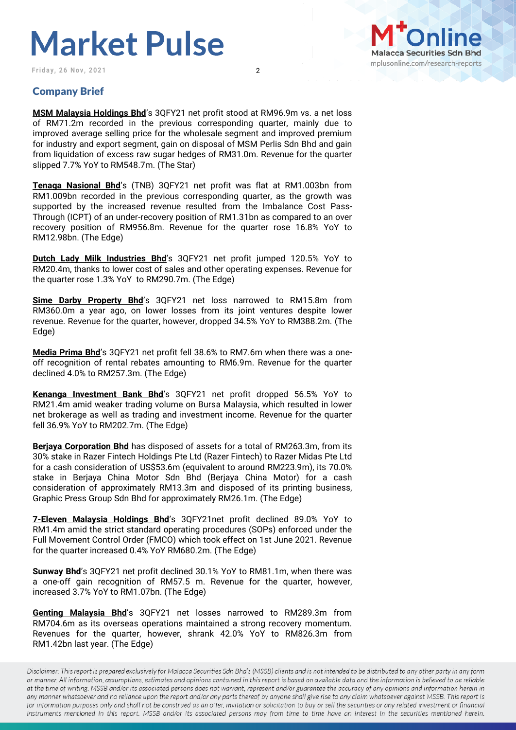## Company Brief

**MSM Malaysia Holdings Bhd**'s 3QFY21 net profit stood at RM96.9m vs. a net loss of RM71.2m recorded in the previous corresponding quarter, mainly due to improved average selling price for the wholesale segment and improved premium for industry and export segment, gain on disposal of MSM Perlis Sdn Bhd and gain from liquidation of excess raw sugar hedges of RM31.0m. Revenue for the quarter slipped 7.7% YoY to RM548.7m. (The Star)

**Tenaga Nasional Bhd**'s (TNB) 3QFY21 net profit was flat at RM1.003bn from RM1.009bn recorded in the previous corresponding quarter, as the growth was supported by the increased revenue resulted from the Imbalance Cost Pass-Through (ICPT) of an under-recovery position of RM1.31bn as compared to an over recovery position of RM956.8m. Revenue for the quarter rose 16.8% YoY to RM12.98bn. (The Edge)

**Dutch Lady Milk Industries Bhd**'s 3QFY21 net profit jumped 120.5% YoY to RM20.4m, thanks to lower cost of sales and other operating expenses. Revenue for the quarter rose 1.3% YoY to RM290.7m. (The Edge)

**Sime Darby Property Bhd**'s 3QFY21 net loss narrowed to RM15.8m from RM360.0m a year ago, on lower losses from its joint ventures despite lower revenue. Revenue for the quarter, however, dropped 34.5% YoY to RM388.2m. (The Edge)

**Media Prima Bhd**'s 3QFY21 net profit fell 38.6% to RM7.6m when there was a one-off recognition of rental rebates amounting to RM6.9m. Revenue for the quarter declined 4.0% to RM257.3m. (The Edge)

**Kenanga Investment Bank Bhd**'s 3QFY21 net profit dropped 56.5% YoY to RM21.4m amid weaker trading volume on Bursa Malaysia, which resulted in lower net brokerage as well as trading and investment income. Revenue for the quarter fell 36.9% YoY to RM202.7m. (The Edge)

**Berjaya Corporation Bhd** has disposed of assets for a total of RM263.3m, from its 30% stake in Razer Fintech Holdings Pte Ltd (Razer Fintech) to Razer Midas Pte Ltd for a cash consideration of US$53.6m (equivalent to around RM223.9m), its 70.0% stake in Berjaya China Motor Sdn Bhd (Berjaya China Motor) for a cash consideration of approximately RM13.3m and disposed of its printing business, Graphic Press Group Sdn Bhd for approximately RM26.1m. (The Edge)

**7-Eleven Malaysia Holdings Bhd**'s 3QFY21net profit declined 89.0% YoY to RM1.4m amid the strict standard operating procedures (SOPs) enforced under the Full Movement Control Order (FMCO) which took effect on 1st June 2021. Revenue for the quarter increased 0.4% YoY RM680.2m. (The Edge)

**Sunway Bhd**'s 3QFY21 net profit declined 30.1% YoY to RM81.1m, when there was a one-off gain recognition of RM57.5 m. Revenue for the quarter, however, increased 3.7% YoY to RM1.07bn. (The Edge)

**Genting Malaysia Bhd**'s 3QFY21 net losses narrowed to RM289.3m from RM704.6m as its overseas operations maintained a strong recovery momentum. Revenues for the quarter, however, shrank 42.0% YoY to RM826.3m from RM1.42bn last year. (The Edge)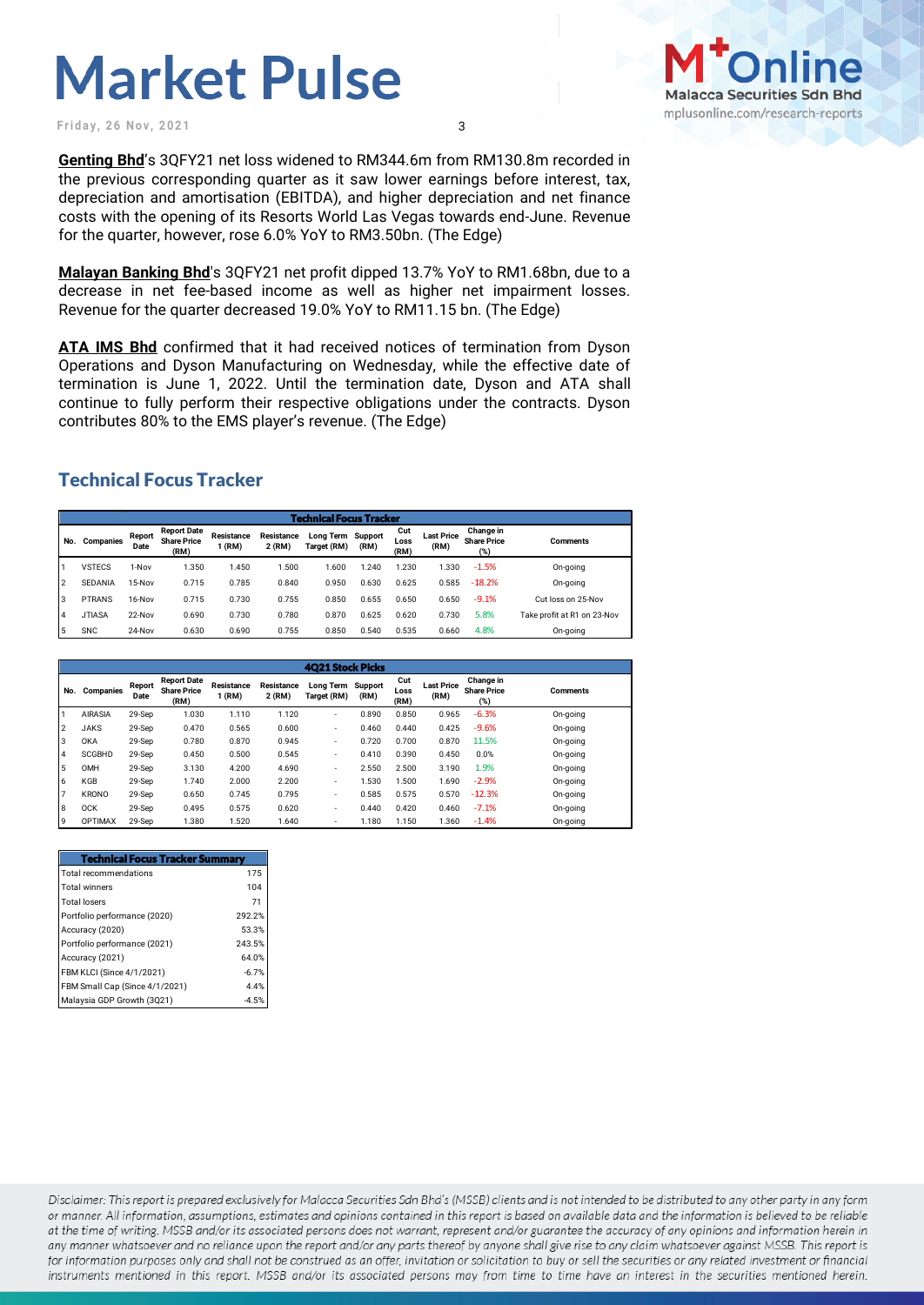**Genting Bhd**'s 3QFY21 net loss widened to RM344.6m from RM130.8m recorded in the previous corresponding quarter as it saw lower earnings before interest, tax, depreciation and amortisation (EBITDA), and higher depreciation and net finance costs with the opening of its Resorts World Las Vegas towards end-June. Revenue for the quarter, however, rose 6.0% YoY to RM3.50bn. (The Edge)

**Malayan Banking Bhd**'s 3QFY21 net profit dipped 13.7% YoY to RM1.68bn, due to a decrease in net fee-based income as well as higher net impairment losses. Revenue for the quarter decreased 19.0% YoY to RM11.15 bn. (The Edge)

**ATA IMS Bhd** confirmed that it had received notices of termination from Dyson Operations and Dyson Manufacturing on Wednesday, while the effective date of termination is June 1, 2022. Until the termination date, Dyson and ATA shall continue to fully perform their respective obligations under the contracts. Dyson contributes 80% to the EMS player's revenue. (The Edge)

## Technical Focus Tracker

**Technical Focus Tracker**

| No. | Companies | Report Date | Report Date Share Price (RM) | Resistance 1 (RM) | Resistance 2 (RM) | Long Term Target (RM) | Support (RM) | Cut Loss (RM) | Last Price (RM) | Change in Share Price (%) | Comments |
|---|---|---|---|---|---|---|---|---|---|---|---|
| 1 | VSTECS | 1-Nov | 1.350 | 1.450 | 1.500 | 1.600 | 1.240 | 1.230 | 1.330 | -1.5% | On-going |
| 2 | SEDANIA | 15-Nov | 0.715 | 0.785 | 0.840 | 0.950 | 0.630 | 0.625 | 0.585 | -18.2% | On-going |
| 3 | PTRANS | 16-Nov | 0.715 | 0.730 | 0.755 | 0.850 | 0.655 | 0.650 | 0.650 | -9.1% | Cut loss on 25-Nov |
| 4 | JTIASA | 22-Nov | 0.690 | 0.730 | 0.780 | 0.870 | 0.625 | 0.620 | 0.730 | 5.8% | Take profit at R1 on 23-Nov |
| 5 | SNC | 24-Nov | 0.630 | 0.690 | 0.755 | 0.850 | 0.540 | 0.535 | 0.660 | 4.8% | On-going |

**4Q21 Stock Picks**

| No. | Companies | Report Date | Report Date Share Price (RM) | Resistance 1 (RM) | Resistance 2 (RM) | Long Term Target (RM) | Support (RM) | Cut Loss (RM) | Last Price (RM) | Change in Share Price (%) | Comments |
|---|---|---|---|---|---|---|---|---|---|---|---|
| 1 | AIRASIA | 29-Sep | 1.030 | 1.110 | 1.120 | - | 0.890 | 0.850 | 0.965 | -6.3% | On-going |
| 2 | JAKS | 29-Sep | 0.470 | 0.565 | 0.600 | - | 0.460 | 0.440 | 0.425 | -9.6% | On-going |
| 3 | OKA | 29-Sep | 0.780 | 0.870 | 0.945 | - | 0.720 | 0.700 | 0.870 | 11.5% | On-going |
| 4 | SCGBHD | 29-Sep | 0.450 | 0.500 | 0.545 | - | 0.410 | 0.390 | 0.450 | 0.0% | On-going |
| 5 | OMH | 29-Sep | 3.130 | 4.200 | 4.690 | - | 2.550 | 2.500 | 3.190 | 1.9% | On-going |
| 6 | KGB | 29-Sep | 1.740 | 2.000 | 2.200 | - | 1.530 | 1.500 | 1.690 | -2.9% | On-going |
| 7 | KRONO | 29-Sep | 0.650 | 0.745 | 0.795 | - | 0.585 | 0.575 | 0.570 | -12.3% | On-going |
| 8 | OCK | 29-Sep | 0.495 | 0.575 | 0.620 | - | 0.440 | 0.420 | 0.460 | -7.1% | On-going |
| 9 | OPTIMAX | 29-Sep | 1.380 | 1.520 | 1.640 | - | 1.180 | 1.150 | 1.360 | -1.4% | On-going |

| Technical Focus Tracker Summary | |
|---|---|
| Total recommendations | 175 |
| Total winners | 104 |
| Total losers | 71 |
| Portfolio performance (2020) | 292.2% |
| Accuracy (2020) | 53.3% |
| Portfolio performance (2021) | 243.5% |
| Accuracy (2021) | 64.0% |
| FBM KLCI (Since 4/1/2021) | -6.7% |
| FBM Small Cap (Since 4/1/2021) | 4.4% |
| Malaysia GDP Growth (3Q21) | -4.5% |

*Disclaimer: This report is prepared exclusively for Malacca Securities Sdn Bhd's (MSSB) clients and is not intended to be distributed to any other party in any form or manner. All information, assumptions, estimates and opinions contained in this report is based on available data and the information is believed to be reliable at the time of writing. MSSB and/or its associated persons does not warrant, represent and/or guarantee the accuracy of any opinions and information herein in any manner whatsoever and no reliance upon the report and/or any parts thereof by anyone shall give rise to any claim whatsoever against MSSB. This report is for information purposes only and shall not be construed as an offer, invitation or solicitation to buy or sell the securities or any related investment or financial instruments mentioned in this report. MSSB and/or its associated persons may from time to time have an interest in the securities mentioned herein.*